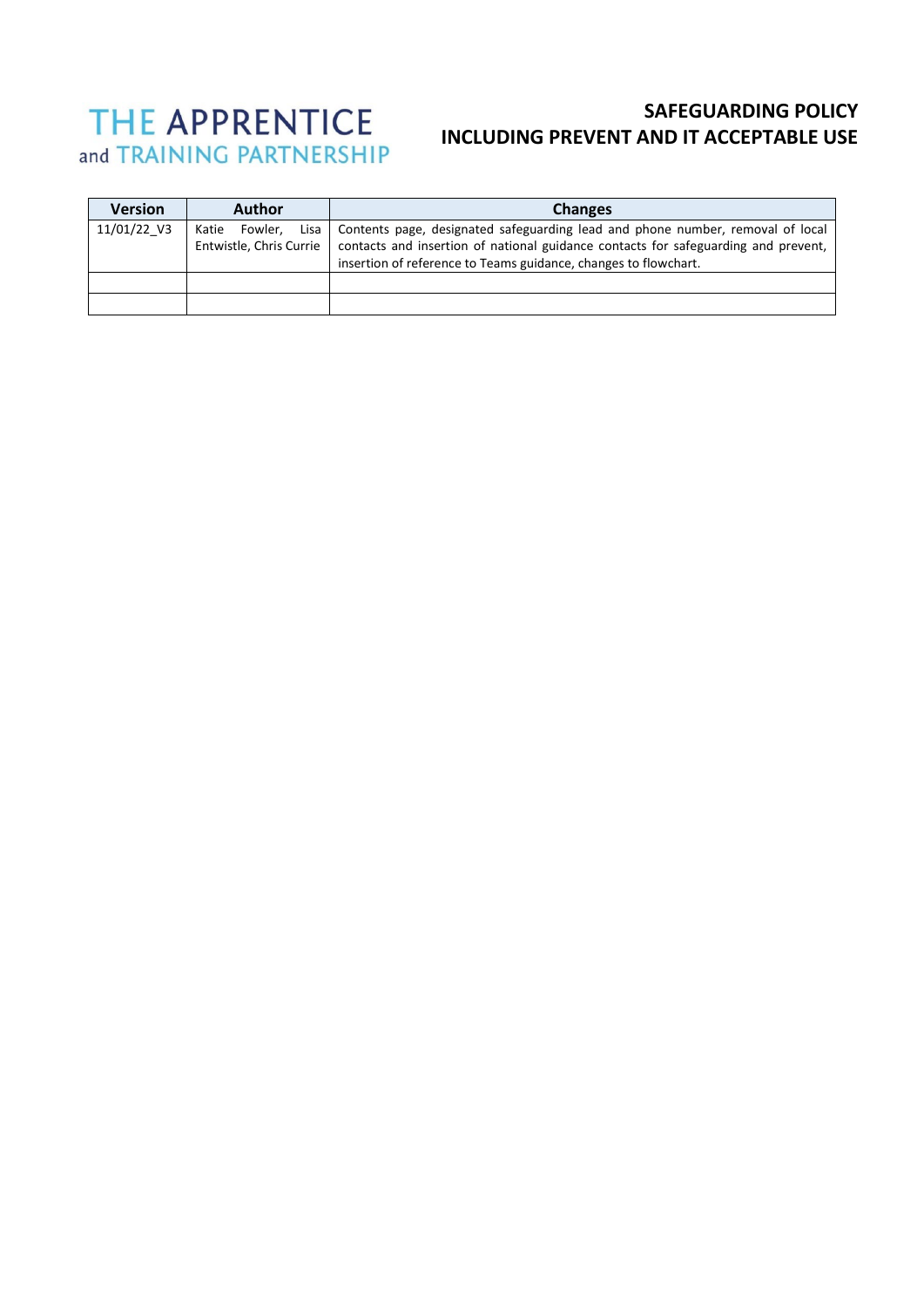THE APPRENTICE
and TRAINING PARTNERSHIP

# SAFEGUARDING POLICY
# INCLUDING PREVENT AND IT ACCEPTABLE USE

| Version | Author | Changes |
|---|---|---|
| 11/01/22_V3 | Katie Fowler, Lisa Entwistle, Chris Currie | Contents page, designated safeguarding lead and phone number, removal of local contacts and insertion of national guidance contacts for safeguarding and prevent, insertion of reference to Teams guidance, changes to flowchart. |
| | | |
| | | |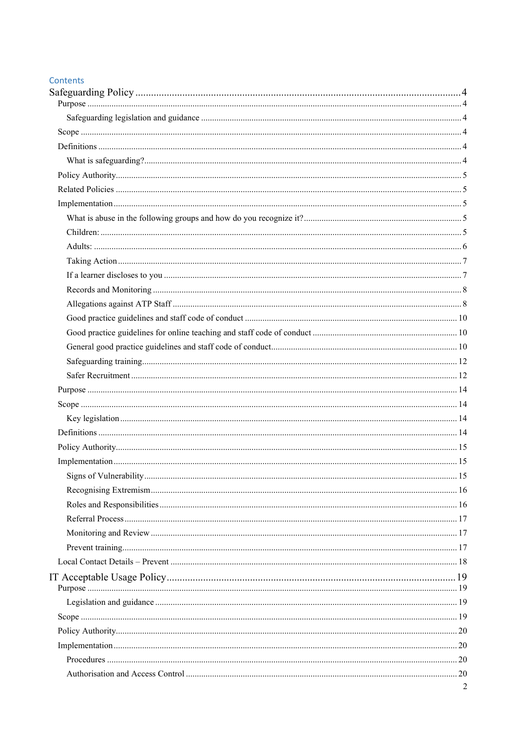## Contents

Safeguarding Policy ........ 4

- Purpose ........ 4
  - Safeguarding legislation and guidance ........ 4
- Scope ........ 4
- Definitions ........ 4
  - What is safeguarding? ........ 4
- Policy Authority ........ 5
- Related Policies ........ 5
- Implementation ........ 5
  - What is abuse in the following groups and how do you recognize it? ........ 5
  - Children: ........ 5
  - Adults: ........ 6
  - Taking Action ........ 7
  - If a learner discloses to you ........ 7
  - Records and Monitoring ........ 8
  - Allegations against ATP Staff ........ 8
  - Good practice guidelines and staff code of conduct ........ 10
  - Good practice guidelines for online teaching and staff code of conduct ........ 10
  - General good practice guidelines and staff code of conduct ........ 10
  - Safeguarding training ........ 12
  - Safer Recruitment ........ 12
- Purpose ........ 14
- Scope ........ 14
  - Key legislation ........ 14
- Definitions ........ 14
- Policy Authority ........ 15
- Implementation ........ 15
  - Signs of Vulnerability ........ 15
  - Recognising Extremism ........ 16
  - Roles and Responsibilities ........ 16
  - Referral Process ........ 17
  - Monitoring and Review ........ 17
  - Prevent training ........ 17
- Local Contact Details – Prevent ........ 18

IT Acceptable Usage Policy ........ 19

- Purpose ........ 19
  - Legislation and guidance ........ 19
- Scope ........ 19
- Policy Authority ........ 20
- Implementation ........ 20
  - Procedures ........ 20
  - Authorisation and Access Control ........ 20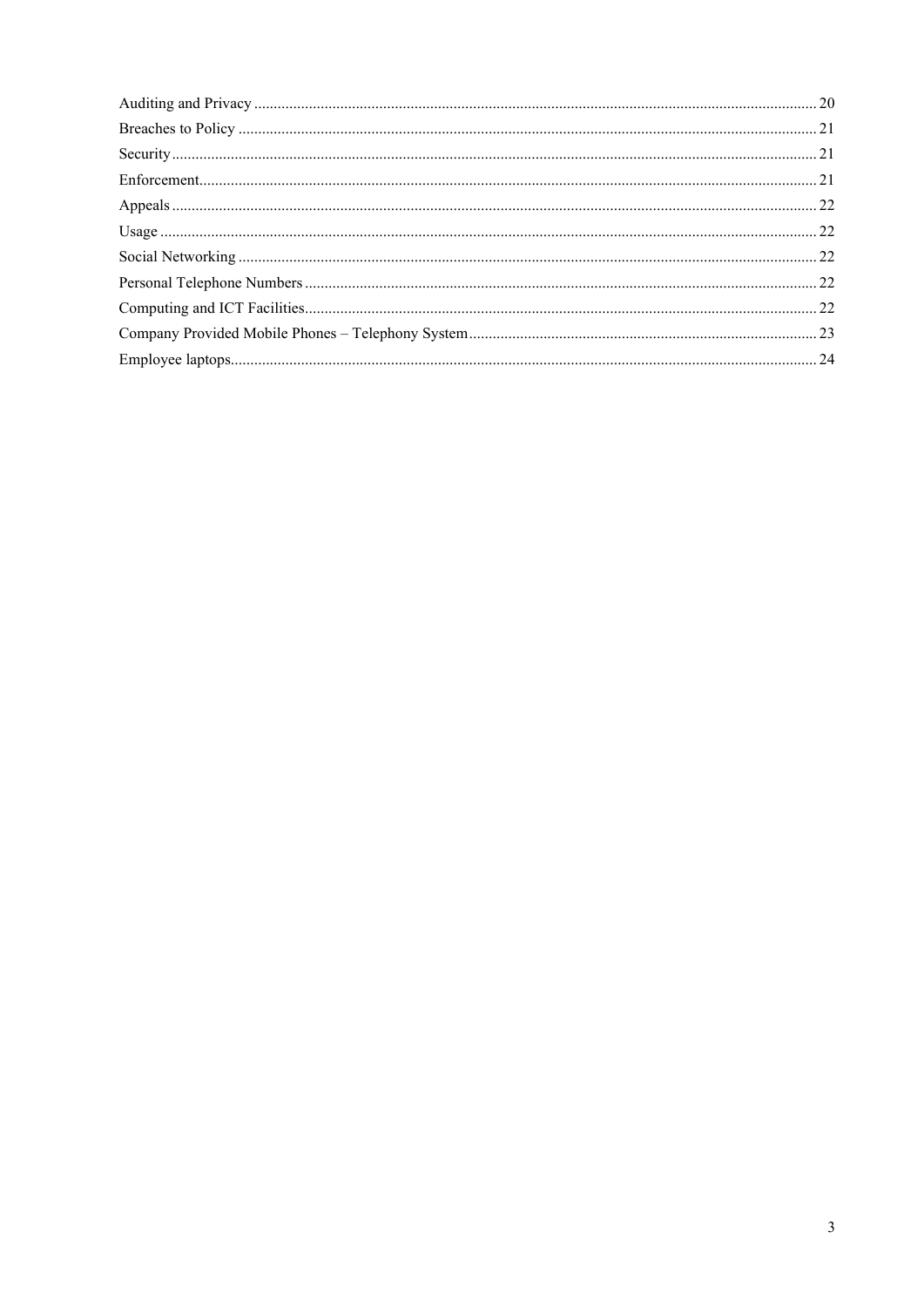Auditing and Privacy ................................................................................................................................ 20
Breaches to Policy ................................................................................................................................... 21
Security .................................................................................................................................................... 21
Enforcement ............................................................................................................................................. 21
Appeals .................................................................................................................................................... 22
Usage ....................................................................................................................................................... 22
Social Networking ................................................................................................................................... 22
Personal Telephone Numbers .................................................................................................................. 22
Computing and ICT Facilities .................................................................................................................. 22
Company Provided Mobile Phones – Telephony System ......................................................................... 23
Employee laptops ..................................................................................................................................... 24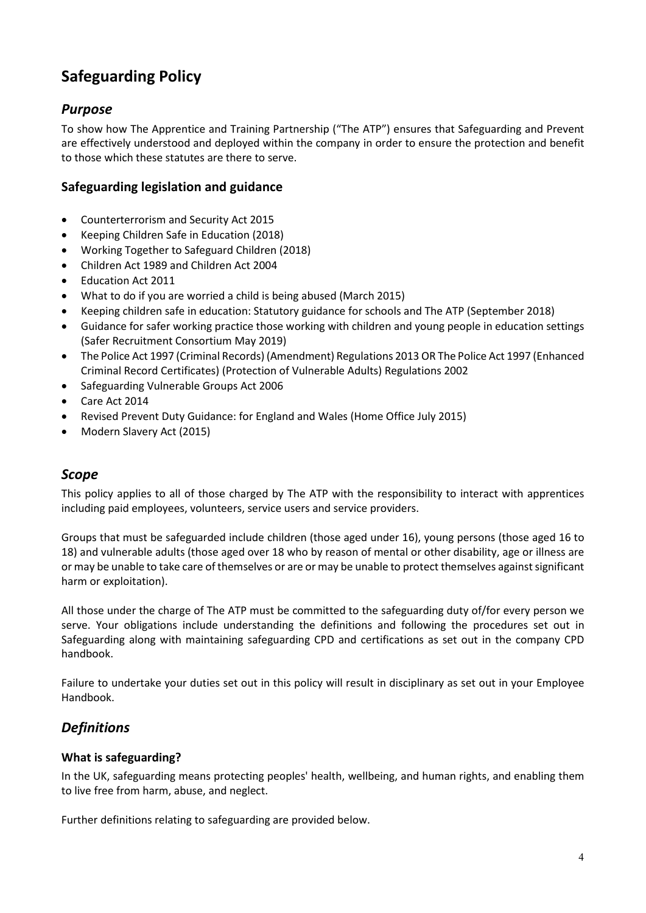# Safeguarding Policy

## *Purpose*

To show how The Apprentice and Training Partnership ("The ATP") ensures that Safeguarding and Prevent are effectively understood and deployed within the company in order to ensure the protection and benefit to those which these statutes are there to serve.

### Safeguarding legislation and guidance

- Counterterrorism and Security Act 2015
- Keeping Children Safe in Education (2018)
- Working Together to Safeguard Children (2018)
- Children Act 1989 and Children Act 2004
- Education Act 2011
- What to do if you are worried a child is being abused (March 2015)
- Keeping children safe in education: Statutory guidance for schools and The ATP (September 2018)
- Guidance for safer working practice those working with children and young people in education settings (Safer Recruitment Consortium May 2019)
- The Police Act 1997 (Criminal Records) (Amendment) Regulations 2013 OR The Police Act 1997 (Enhanced Criminal Record Certificates) (Protection of Vulnerable Adults) Regulations 2002
- Safeguarding Vulnerable Groups Act 2006
- Care Act 2014
- Revised Prevent Duty Guidance: for England and Wales (Home Office July 2015)
- Modern Slavery Act (2015)

## *Scope*

This policy applies to all of those charged by The ATP with the responsibility to interact with apprentices including paid employees, volunteers, service users and service providers.

Groups that must be safeguarded include children (those aged under 16), young persons (those aged 16 to 18) and vulnerable adults (those aged over 18 who by reason of mental or other disability, age or illness are or may be unable to take care of themselves or are or may be unable to protect themselves against significant harm or exploitation).

All those under the charge of The ATP must be committed to the safeguarding duty of/for every person we serve. Your obligations include understanding the definitions and following the procedures set out in Safeguarding along with maintaining safeguarding CPD and certifications as set out in the company CPD handbook.

Failure to undertake your duties set out in this policy will result in disciplinary as set out in your Employee Handbook.

## *Definitions*

#### What is safeguarding?

In the UK, safeguarding means protecting peoples' health, wellbeing, and human rights, and enabling them to live free from harm, abuse, and neglect.

Further definitions relating to safeguarding are provided below.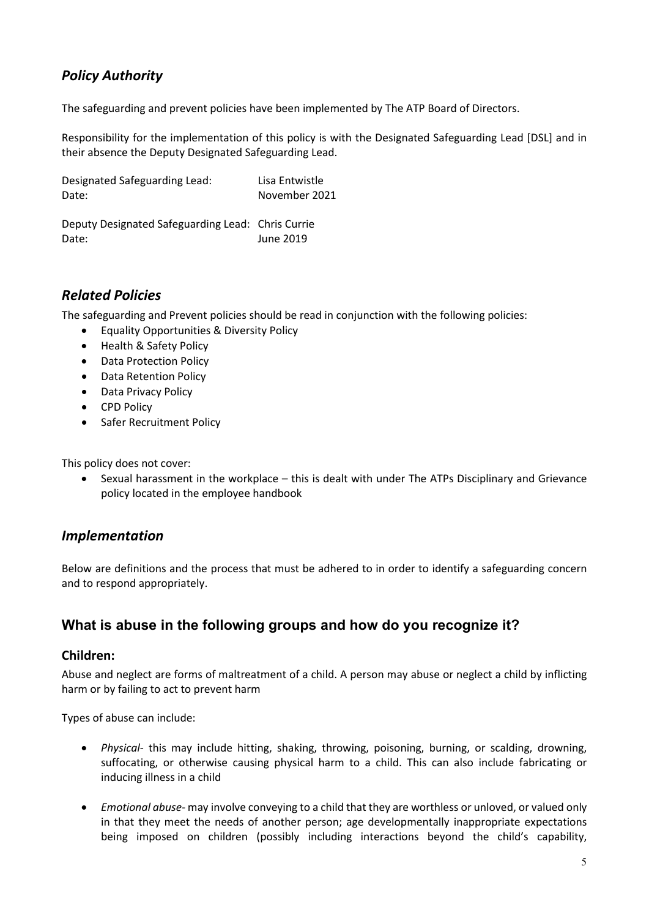## *Policy Authority*

The safeguarding and prevent policies have been implemented by The ATP Board of Directors.

Responsibility for the implementation of this policy is with the Designated Safeguarding Lead [DSL] and in their absence the Deputy Designated Safeguarding Lead.

Designated Safeguarding Lead: Lisa Entwistle
Date: November 2021

Deputy Designated Safeguarding Lead: Chris Currie
Date: June 2019

## *Related Policies*

The safeguarding and Prevent policies should be read in conjunction with the following policies:

- Equality Opportunities & Diversity Policy
- Health & Safety Policy
- Data Protection Policy
- Data Retention Policy
- Data Privacy Policy
- CPD Policy
- Safer Recruitment Policy

This policy does not cover:

- Sexual harassment in the workplace – this is dealt with under The ATPs Disciplinary and Grievance policy located in the employee handbook

## *Implementation*

Below are definitions and the process that must be adhered to in order to identify a safeguarding concern and to respond appropriately.

## What is abuse in the following groups and how do you recognize it?

### Children:

Abuse and neglect are forms of maltreatment of a child. A person may abuse or neglect a child by inflicting harm or by failing to act to prevent harm

Types of abuse can include:

- *Physical*- this may include hitting, shaking, throwing, poisoning, burning, or scalding, drowning, suffocating, or otherwise causing physical harm to a child. This can also include fabricating or inducing illness in a child

- *Emotional abuse*- may involve conveying to a child that they are worthless or unloved, or valued only in that they meet the needs of another person; age developmentally inappropriate expectations being imposed on children (possibly including interactions beyond the child's capability,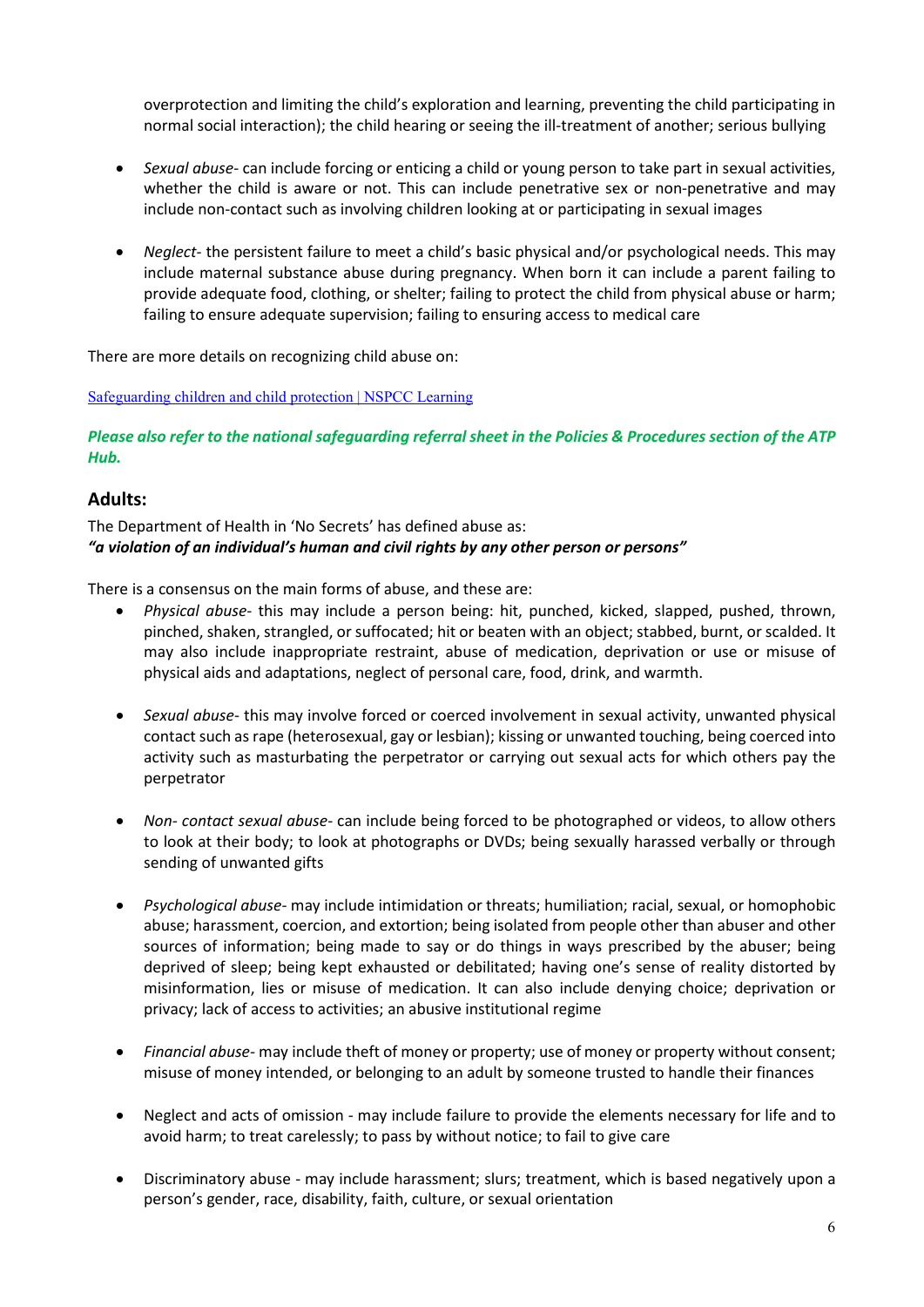overprotection and limiting the child's exploration and learning, preventing the child participating in normal social interaction); the child hearing or seeing the ill-treatment of another; serious bullying

- *Sexual abuse*- can include forcing or enticing a child or young person to take part in sexual activities, whether the child is aware or not. This can include penetrative sex or non-penetrative and may include non-contact such as involving children looking at or participating in sexual images

- *Neglect*- the persistent failure to meet a child's basic physical and/or psychological needs. This may include maternal substance abuse during pregnancy. When born it can include a parent failing to provide adequate food, clothing, or shelter; failing to protect the child from physical abuse or harm; failing to ensure adequate supervision; failing to ensuring access to medical care

There are more details on recognizing child abuse on:

[Safeguarding children and child protection | NSPCC Learning]()

***Please also refer to the national safeguarding referral sheet in the Policies & Procedures section of the ATP Hub.***

## Adults:

The Department of Health in 'No Secrets' has defined abuse as:
***"a violation of an individual's human and civil rights by any other person or persons"***

There is a consensus on the main forms of abuse, and these are:

- *Physical abuse*- this may include a person being: hit, punched, kicked, slapped, pushed, thrown, pinched, shaken, strangled, or suffocated; hit or beaten with an object; stabbed, burnt, or scalded. It may also include inappropriate restraint, abuse of medication, deprivation or use or misuse of physical aids and adaptations, neglect of personal care, food, drink, and warmth.

- *Sexual abuse*- this may involve forced or coerced involvement in sexual activity, unwanted physical contact such as rape (heterosexual, gay or lesbian); kissing or unwanted touching, being coerced into activity such as masturbating the perpetrator or carrying out sexual acts for which others pay the perpetrator

- *Non- contact sexual abuse*- can include being forced to be photographed or videos, to allow others to look at their body; to look at photographs or DVDs; being sexually harassed verbally or through sending of unwanted gifts

- *Psychological abuse*- may include intimidation or threats; humiliation; racial, sexual, or homophobic abuse; harassment, coercion, and extortion; being isolated from people other than abuser and other sources of information; being made to say or do things in ways prescribed by the abuser; being deprived of sleep; being kept exhausted or debilitated; having one's sense of reality distorted by misinformation, lies or misuse of medication. It can also include denying choice; deprivation or privacy; lack of access to activities; an abusive institutional regime

- *Financial abuse*- may include theft of money or property; use of money or property without consent; misuse of money intended, or belonging to an adult by someone trusted to handle their finances

- Neglect and acts of omission - may include failure to provide the elements necessary for life and to avoid harm; to treat carelessly; to pass by without notice; to fail to give care

- Discriminatory abuse - may include harassment; slurs; treatment, which is based negatively upon a person's gender, race, disability, faith, culture, or sexual orientation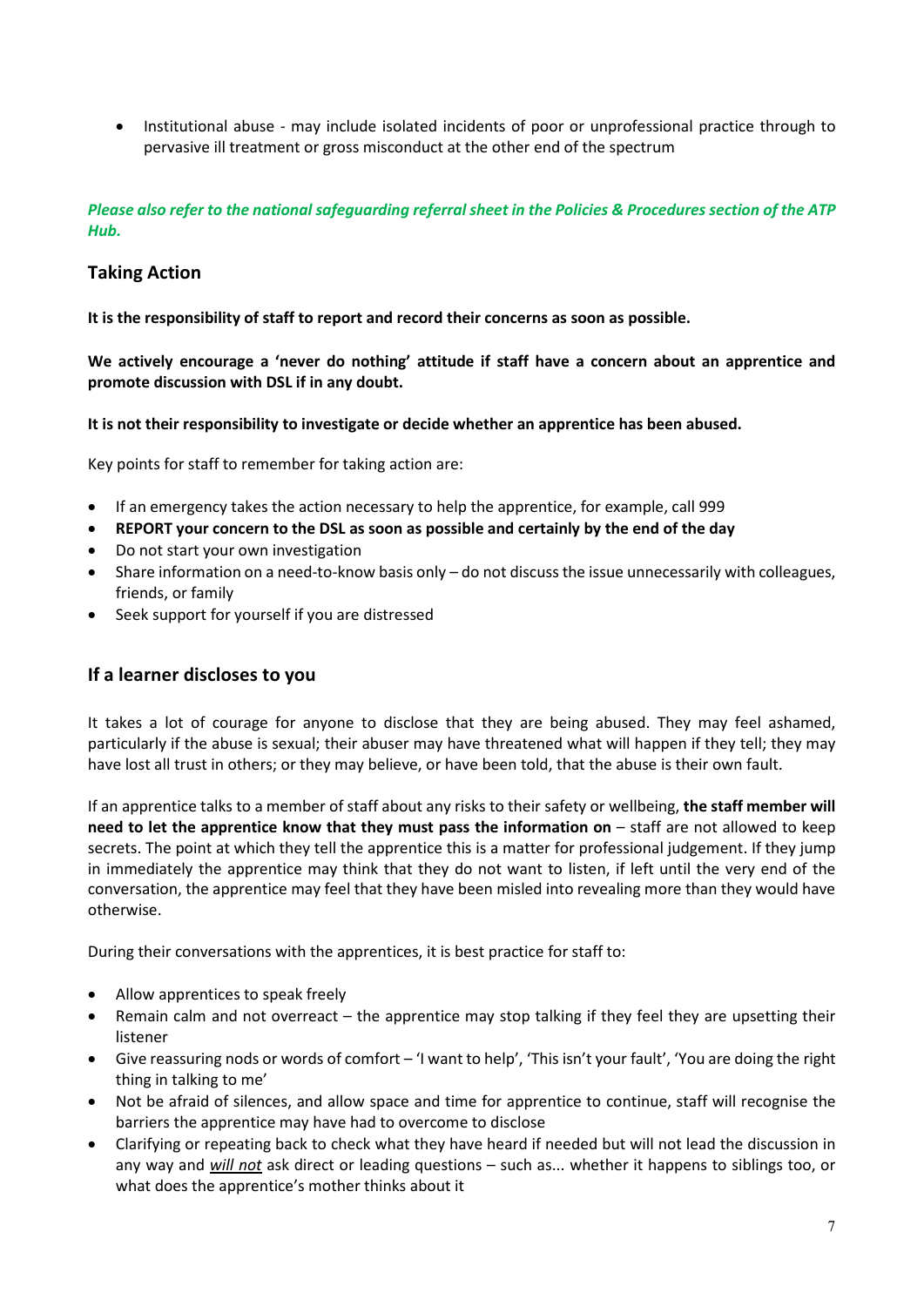- Institutional abuse - may include isolated incidents of poor or unprofessional practice through to pervasive ill treatment or gross misconduct at the other end of the spectrum

***Please also refer to the national safeguarding referral sheet in the Policies & Procedures section of the ATP Hub.***

## Taking Action

**It is the responsibility of staff to report and record their concerns as soon as possible.**

**We actively encourage a 'never do nothing' attitude if staff have a concern about an apprentice and promote discussion with DSL if in any doubt.**

**It is not their responsibility to investigate or decide whether an apprentice has been abused.**

Key points for staff to remember for taking action are:

- If an emergency takes the action necessary to help the apprentice, for example, call 999
- **REPORT your concern to the DSL as soon as possible and certainly by the end of the day**
- Do not start your own investigation
- Share information on a need-to-know basis only – do not discuss the issue unnecessarily with colleagues, friends, or family
- Seek support for yourself if you are distressed

## If a learner discloses to you

It takes a lot of courage for anyone to disclose that they are being abused. They may feel ashamed, particularly if the abuse is sexual; their abuser may have threatened what will happen if they tell; they may have lost all trust in others; or they may believe, or have been told, that the abuse is their own fault.

If an apprentice talks to a member of staff about any risks to their safety or wellbeing, **the staff member will need to let the apprentice know that they must pass the information on** – staff are not allowed to keep secrets. The point at which they tell the apprentice this is a matter for professional judgement. If they jump in immediately the apprentice may think that they do not want to listen, if left until the very end of the conversation, the apprentice may feel that they have been misled into revealing more than they would have otherwise.

During their conversations with the apprentices, it is best practice for staff to:

- Allow apprentices to speak freely
- Remain calm and not overreact – the apprentice may stop talking if they feel they are upsetting their listener
- Give reassuring nods or words of comfort – 'I want to help', 'This isn't your fault', 'You are doing the right thing in talking to me'
- Not be afraid of silences, and allow space and time for apprentice to continue, staff will recognise the barriers the apprentice may have had to overcome to disclose
- Clarifying or repeating back to check what they have heard if needed but will not lead the discussion in any way and ***will not*** ask direct or leading questions – such as... whether it happens to siblings too, or what does the apprentice's mother thinks about it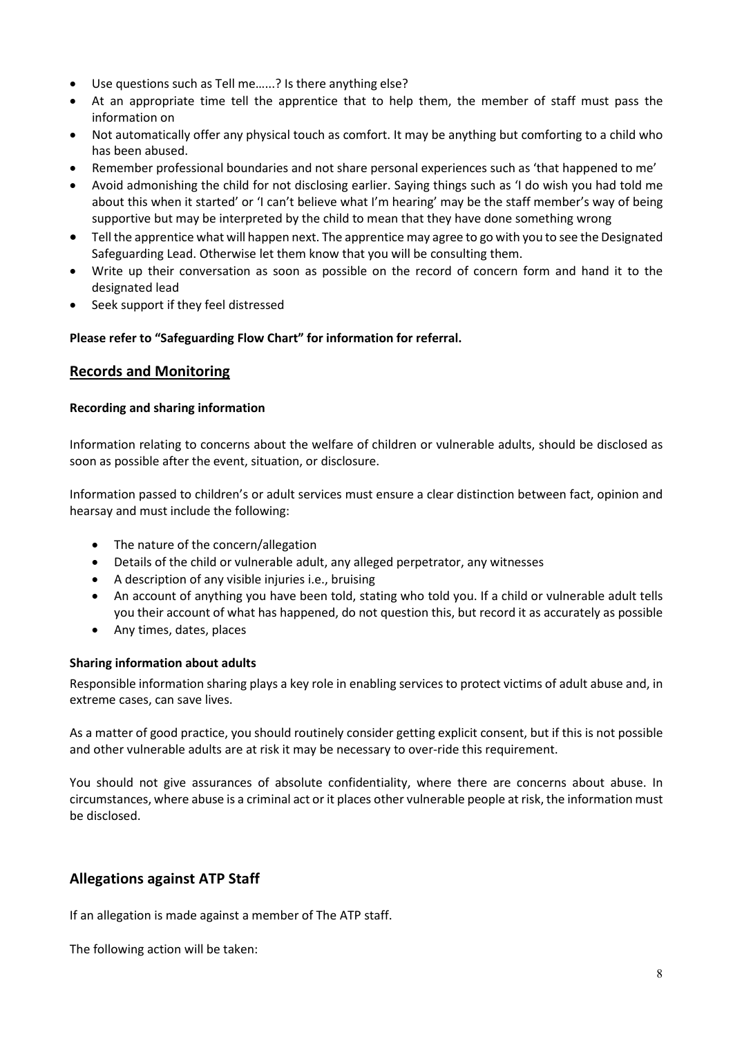- Use questions such as Tell me......? Is there anything else?
- At an appropriate time tell the apprentice that to help them, the member of staff must pass the information on
- Not automatically offer any physical touch as comfort. It may be anything but comforting to a child who has been abused.
- Remember professional boundaries and not share personal experiences such as 'that happened to me'
- Avoid admonishing the child for not disclosing earlier. Saying things such as 'I do wish you had told me about this when it started' or 'I can't believe what I'm hearing' may be the staff member's way of being supportive but may be interpreted by the child to mean that they have done something wrong
- Tell the apprentice what will happen next. The apprentice may agree to go with you to see the Designated Safeguarding Lead. Otherwise let them know that you will be consulting them.
- Write up their conversation as soon as possible on the record of concern form and hand it to the designated lead
- Seek support if they feel distressed

**Please refer to "Safeguarding Flow Chart" for information for referral.**

## Records and Monitoring

**Recording and sharing information**

Information relating to concerns about the welfare of children or vulnerable adults, should be disclosed as soon as possible after the event, situation, or disclosure.

Information passed to children's or adult services must ensure a clear distinction between fact, opinion and hearsay and must include the following:

- The nature of the concern/allegation
- Details of the child or vulnerable adult, any alleged perpetrator, any witnesses
- A description of any visible injuries i.e., bruising
- An account of anything you have been told, stating who told you. If a child or vulnerable adult tells you their account of what has happened, do not question this, but record it as accurately as possible
- Any times, dates, places

**Sharing information about adults**

Responsible information sharing plays a key role in enabling services to protect victims of adult abuse and, in extreme cases, can save lives.

As a matter of good practice, you should routinely consider getting explicit consent, but if this is not possible and other vulnerable adults are at risk it may be necessary to over-ride this requirement.

You should not give assurances of absolute confidentiality, where there are concerns about abuse. In circumstances, where abuse is a criminal act or it places other vulnerable people at risk, the information must be disclosed.

## Allegations against ATP Staff

If an allegation is made against a member of The ATP staff.

The following action will be taken: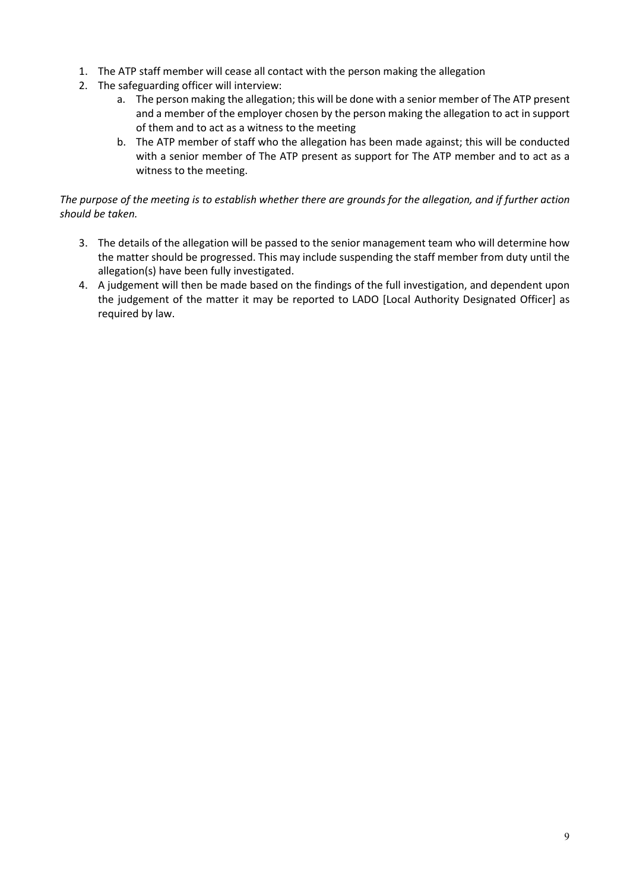1. The ATP staff member will cease all contact with the person making the allegation
2. The safeguarding officer will interview:
    a. The person making the allegation; this will be done with a senior member of The ATP present and a member of the employer chosen by the person making the allegation to act in support of them and to act as a witness to the meeting
    b. The ATP member of staff who the allegation has been made against; this will be conducted with a senior member of The ATP present as support for The ATP member and to act as a witness to the meeting.

*The purpose of the meeting is to establish whether there are grounds for the allegation, and if further action should be taken.*

3. The details of the allegation will be passed to the senior management team who will determine how the matter should be progressed. This may include suspending the staff member from duty until the allegation(s) have been fully investigated.
4. A judgement will then be made based on the findings of the full investigation, and dependent upon the judgement of the matter it may be reported to LADO [Local Authority Designated Officer] as required by law.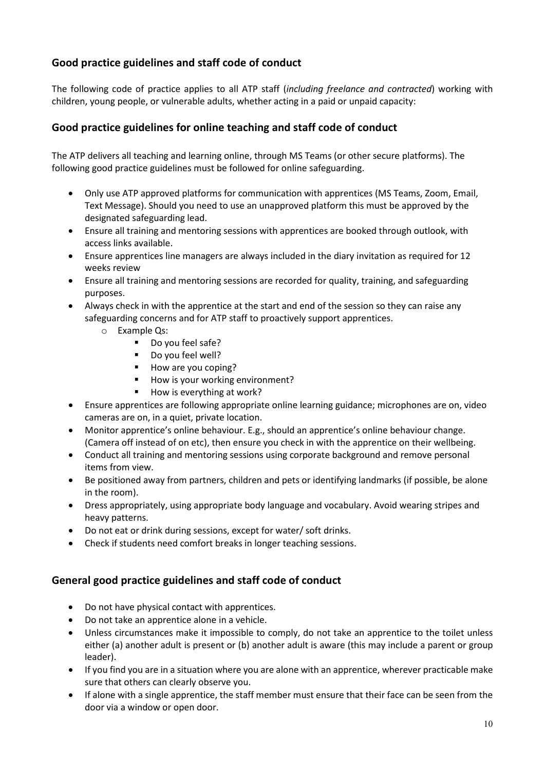## Good practice guidelines and staff code of conduct

The following code of practice applies to all ATP staff (*including freelance and contracted*) working with children, young people, or vulnerable adults, whether acting in a paid or unpaid capacity:

## Good practice guidelines for online teaching and staff code of conduct

The ATP delivers all teaching and learning online, through MS Teams (or other secure platforms). The following good practice guidelines must be followed for online safeguarding.

- Only use ATP approved platforms for communication with apprentices (MS Teams, Zoom, Email, Text Message). Should you need to use an unapproved platform this must be approved by the designated safeguarding lead.
- Ensure all training and mentoring sessions with apprentices are booked through outlook, with access links available.
- Ensure apprentices line managers are always included in the diary invitation as required for 12 weeks review
- Ensure all training and mentoring sessions are recorded for quality, training, and safeguarding purposes.
- Always check in with the apprentice at the start and end of the session so they can raise any safeguarding concerns and for ATP staff to proactively support apprentices.
    - Example Qs:
        - Do you feel safe?
        - Do you feel well?
        - How are you coping?
        - How is your working environment?
        - How is everything at work?
- Ensure apprentices are following appropriate online learning guidance; microphones are on, video cameras are on, in a quiet, private location.
- Monitor apprentice's online behaviour. E.g., should an apprentice's online behaviour change. (Camera off instead of on etc), then ensure you check in with the apprentice on their wellbeing.
- Conduct all training and mentoring sessions using corporate background and remove personal items from view.
- Be positioned away from partners, children and pets or identifying landmarks (if possible, be alone in the room).
- Dress appropriately, using appropriate body language and vocabulary. Avoid wearing stripes and heavy patterns.
- Do not eat or drink during sessions, except for water/ soft drinks.
- Check if students need comfort breaks in longer teaching sessions.

## General good practice guidelines and staff code of conduct

- Do not have physical contact with apprentices.
- Do not take an apprentice alone in a vehicle.
- Unless circumstances make it impossible to comply, do not take an apprentice to the toilet unless either (a) another adult is present or (b) another adult is aware (this may include a parent or group leader).
- If you find you are in a situation where you are alone with an apprentice, wherever practicable make sure that others can clearly observe you.
- If alone with a single apprentice, the staff member must ensure that their face can be seen from the door via a window or open door.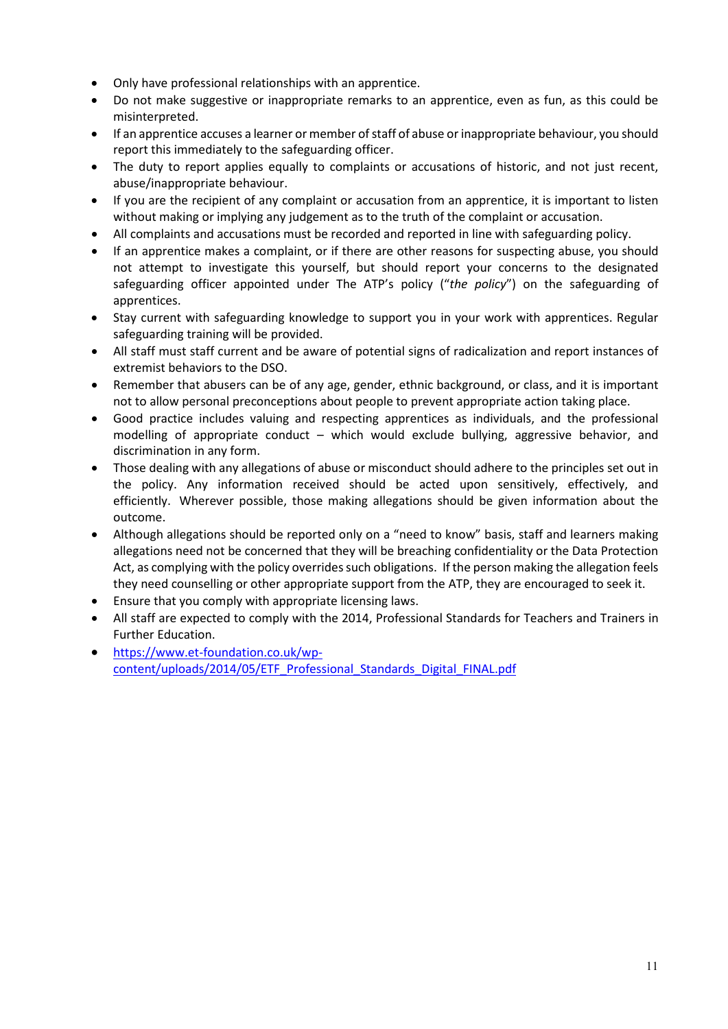- Only have professional relationships with an apprentice.
- Do not make suggestive or inappropriate remarks to an apprentice, even as fun, as this could be misinterpreted.
- If an apprentice accuses a learner or member of staff of abuse or inappropriate behaviour, you should report this immediately to the safeguarding officer.
- The duty to report applies equally to complaints or accusations of historic, and not just recent, abuse/inappropriate behaviour.
- If you are the recipient of any complaint or accusation from an apprentice, it is important to listen without making or implying any judgement as to the truth of the complaint or accusation.
- All complaints and accusations must be recorded and reported in line with safeguarding policy.
- If an apprentice makes a complaint, or if there are other reasons for suspecting abuse, you should not attempt to investigate this yourself, but should report your concerns to the designated safeguarding officer appointed under The ATP's policy ("*the policy*") on the safeguarding of apprentices.
- Stay current with safeguarding knowledge to support you in your work with apprentices. Regular safeguarding training will be provided.
- All staff must staff current and be aware of potential signs of radicalization and report instances of extremist behaviors to the DSO.
- Remember that abusers can be of any age, gender, ethnic background, or class, and it is important not to allow personal preconceptions about people to prevent appropriate action taking place.
- Good practice includes valuing and respecting apprentices as individuals, and the professional modelling of appropriate conduct – which would exclude bullying, aggressive behavior, and discrimination in any form.
- Those dealing with any allegations of abuse or misconduct should adhere to the principles set out in the policy. Any information received should be acted upon sensitively, effectively, and efficiently. Wherever possible, those making allegations should be given information about the outcome.
- Although allegations should be reported only on a "need to know" basis, staff and learners making allegations need not be concerned that they will be breaching confidentiality or the Data Protection Act, as complying with the policy overrides such obligations. If the person making the allegation feels they need counselling or other appropriate support from the ATP, they are encouraged to seek it.
- Ensure that you comply with appropriate licensing laws.
- All staff are expected to comply with the 2014, Professional Standards for Teachers and Trainers in Further Education.
- [https://www.et-foundation.co.uk/wp-content/uploads/2014/05/ETF_Professional_Standards_Digital_FINAL.pdf](https://www.et-foundation.co.uk/wp-content/uploads/2014/05/ETF_Professional_Standards_Digital_FINAL.pdf)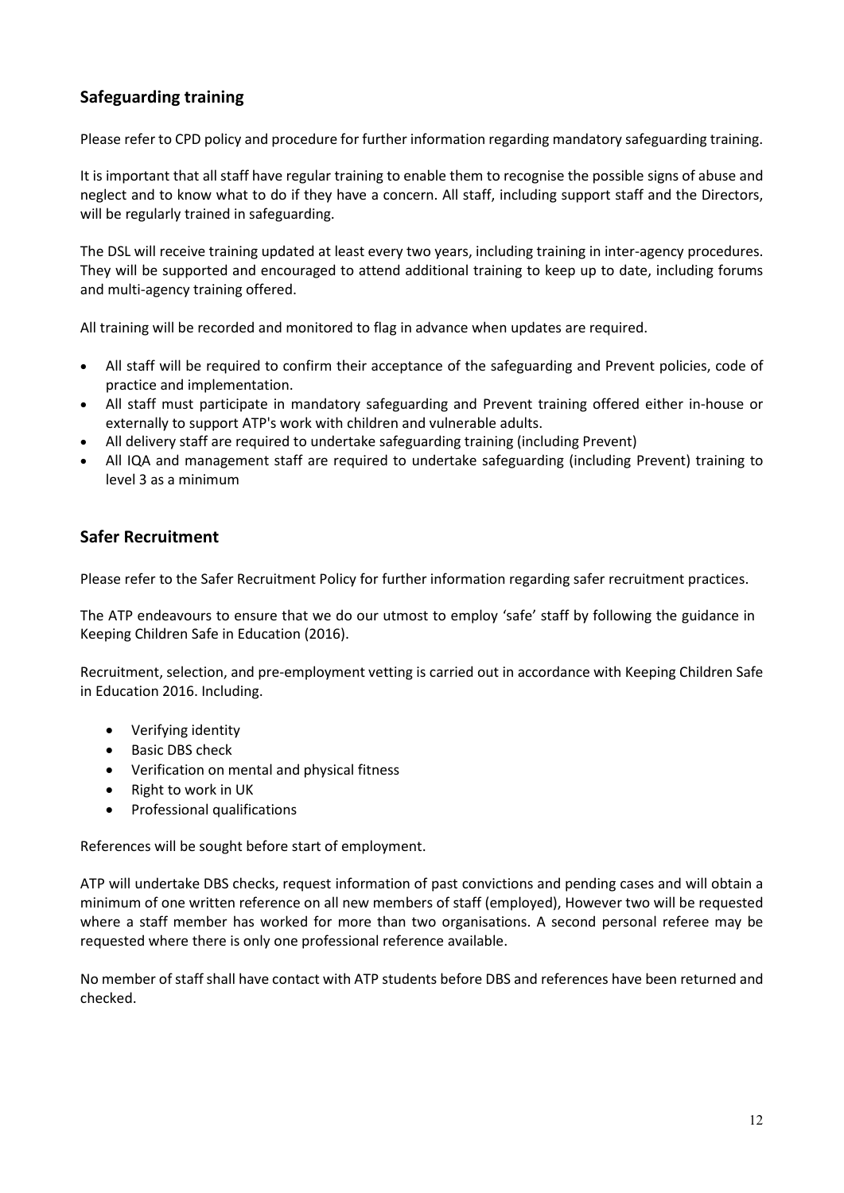## Safeguarding training

Please refer to CPD policy and procedure for further information regarding mandatory safeguarding training.

It is important that all staff have regular training to enable them to recognise the possible signs of abuse and neglect and to know what to do if they have a concern. All staff, including support staff and the Directors, will be regularly trained in safeguarding.

The DSL will receive training updated at least every two years, including training in inter-agency procedures. They will be supported and encouraged to attend additional training to keep up to date, including forums and multi-agency training offered.

All training will be recorded and monitored to flag in advance when updates are required.

- All staff will be required to confirm their acceptance of the safeguarding and Prevent policies, code of practice and implementation.
- All staff must participate in mandatory safeguarding and Prevent training offered either in-house or externally to support ATP's work with children and vulnerable adults.
- All delivery staff are required to undertake safeguarding training (including Prevent)
- All IQA and management staff are required to undertake safeguarding (including Prevent) training to level 3 as a minimum

## Safer Recruitment

Please refer to the Safer Recruitment Policy for further information regarding safer recruitment practices.

The ATP endeavours to ensure that we do our utmost to employ 'safe' staff by following the guidance in Keeping Children Safe in Education (2016).

Recruitment, selection, and pre-employment vetting is carried out in accordance with Keeping Children Safe in Education 2016. Including.

- Verifying identity
- Basic DBS check
- Verification on mental and physical fitness
- Right to work in UK
- Professional qualifications

References will be sought before start of employment.

ATP will undertake DBS checks, request information of past convictions and pending cases and will obtain a minimum of one written reference on all new members of staff (employed), However two will be requested where a staff member has worked for more than two organisations. A second personal referee may be requested where there is only one professional reference available.

No member of staff shall have contact with ATP students before DBS and references have been returned and checked.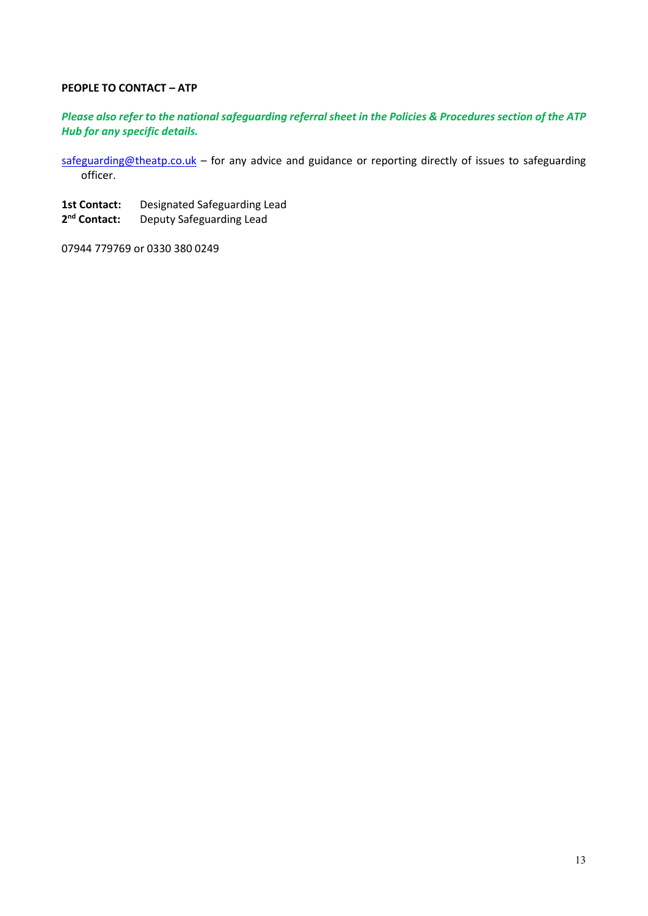**PEOPLE TO CONTACT – ATP**

***Please also refer to the national safeguarding referral sheet in the Policies & Procedures section of the ATP Hub for any specific details.***

safeguarding@theatp.co.uk – for any advice and guidance or reporting directly of issues to safeguarding officer.

**1st Contact:** Designated Safeguarding Lead
**2nd Contact:** Deputy Safeguarding Lead

07944 779769 or 0330 380 0249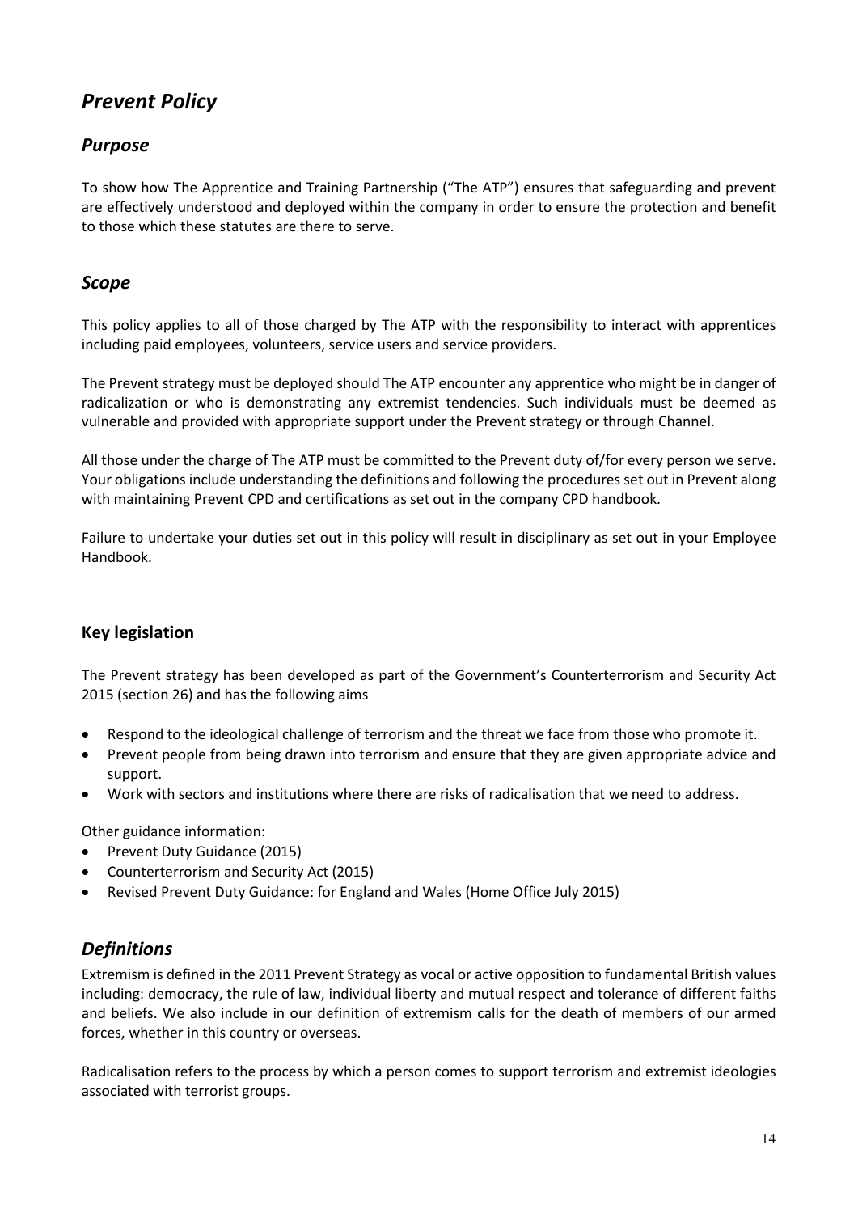# *Prevent Policy*

## *Purpose*

To show how The Apprentice and Training Partnership ("The ATP") ensures that safeguarding and prevent are effectively understood and deployed within the company in order to ensure the protection and benefit to those which these statutes are there to serve.

## *Scope*

This policy applies to all of those charged by The ATP with the responsibility to interact with apprentices including paid employees, volunteers, service users and service providers.

The Prevent strategy must be deployed should The ATP encounter any apprentice who might be in danger of radicalization or who is demonstrating any extremist tendencies. Such individuals must be deemed as vulnerable and provided with appropriate support under the Prevent strategy or through Channel.

All those under the charge of The ATP must be committed to the Prevent duty of/for every person we serve. Your obligations include understanding the definitions and following the procedures set out in Prevent along with maintaining Prevent CPD and certifications as set out in the company CPD handbook.

Failure to undertake your duties set out in this policy will result in disciplinary as set out in your Employee Handbook.

### **Key legislation**

The Prevent strategy has been developed as part of the Government's Counterterrorism and Security Act 2015 (section 26) and has the following aims

- Respond to the ideological challenge of terrorism and the threat we face from those who promote it.
- Prevent people from being drawn into terrorism and ensure that they are given appropriate advice and support.
- Work with sectors and institutions where there are risks of radicalisation that we need to address.

Other guidance information:

- Prevent Duty Guidance (2015)
- Counterterrorism and Security Act (2015)
- Revised Prevent Duty Guidance: for England and Wales (Home Office July 2015)

## *Definitions*

Extremism is defined in the 2011 Prevent Strategy as vocal or active opposition to fundamental British values including: democracy, the rule of law, individual liberty and mutual respect and tolerance of different faiths and beliefs. We also include in our definition of extremism calls for the death of members of our armed forces, whether in this country or overseas.

Radicalisation refers to the process by which a person comes to support terrorism and extremist ideologies associated with terrorist groups.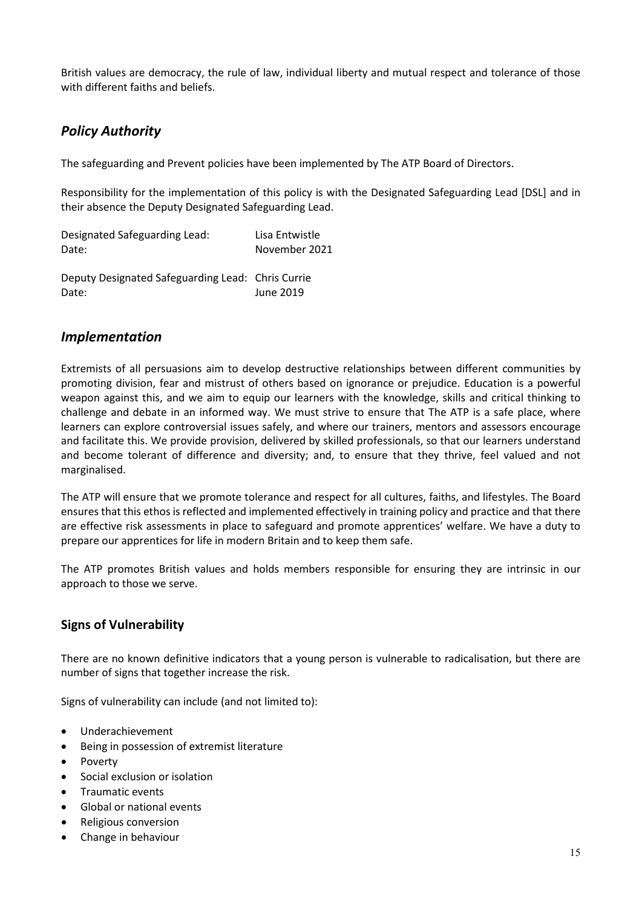British values are democracy, the rule of law, individual liberty and mutual respect and tolerance of those with different faiths and beliefs.

## *Policy Authority*

The safeguarding and Prevent policies have been implemented by The ATP Board of Directors.

Responsibility for the implementation of this policy is with the Designated Safeguarding Lead [DSL] and in their absence the Deputy Designated Safeguarding Lead.

Designated Safeguarding Lead: Lisa Entwistle
Date: November 2021

Deputy Designated Safeguarding Lead: Chris Currie
Date: June 2019

## *Implementation*

Extremists of all persuasions aim to develop destructive relationships between different communities by promoting division, fear and mistrust of others based on ignorance or prejudice. Education is a powerful weapon against this, and we aim to equip our learners with the knowledge, skills and critical thinking to challenge and debate in an informed way. We must strive to ensure that The ATP is a safe place, where learners can explore controversial issues safely, and where our trainers, mentors and assessors encourage and facilitate this. We provide provision, delivered by skilled professionals, so that our learners understand and become tolerant of difference and diversity; and, to ensure that they thrive, feel valued and not marginalised.

The ATP will ensure that we promote tolerance and respect for all cultures, faiths, and lifestyles. The Board ensures that this ethos is reflected and implemented effectively in training policy and practice and that there are effective risk assessments in place to safeguard and promote apprentices' welfare. We have a duty to prepare our apprentices for life in modern Britain and to keep them safe.

The ATP promotes British values and holds members responsible for ensuring they are intrinsic in our approach to those we serve.

### Signs of Vulnerability

There are no known definitive indicators that a young person is vulnerable to radicalisation, but there are number of signs that together increase the risk.

Signs of vulnerability can include (and not limited to):

- Underachievement
- Being in possession of extremist literature
- Poverty
- Social exclusion or isolation
- Traumatic events
- Global or national events
- Religious conversion
- Change in behaviour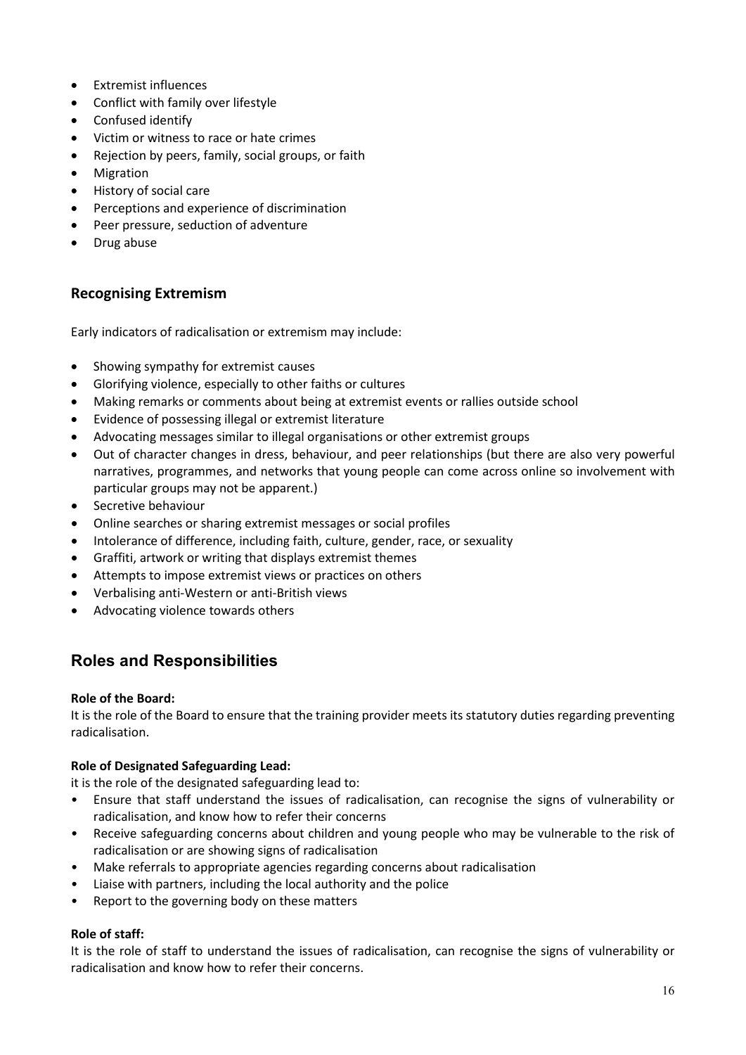- Extremist influences
- Conflict with family over lifestyle
- Confused identify
- Victim or witness to race or hate crimes
- Rejection by peers, family, social groups, or faith
- Migration
- History of social care
- Perceptions and experience of discrimination
- Peer pressure, seduction of adventure
- Drug abuse

### Recognising Extremism

Early indicators of radicalisation or extremism may include:

- Showing sympathy for extremist causes
- Glorifying violence, especially to other faiths or cultures
- Making remarks or comments about being at extremist events or rallies outside school
- Evidence of possessing illegal or extremist literature
- Advocating messages similar to illegal organisations or other extremist groups
- Out of character changes in dress, behaviour, and peer relationships (but there are also very powerful narratives, programmes, and networks that young people can come across online so involvement with particular groups may not be apparent.)
- Secretive behaviour
- Online searches or sharing extremist messages or social profiles
- Intolerance of difference, including faith, culture, gender, race, or sexuality
- Graffiti, artwork or writing that displays extremist themes
- Attempts to impose extremist views or practices on others
- Verbalising anti-Western or anti-British views
- Advocating violence towards others

## Roles and Responsibilities

**Role of the Board:**
It is the role of the Board to ensure that the training provider meets its statutory duties regarding preventing radicalisation.

**Role of Designated Safeguarding Lead:**
it is the role of the designated safeguarding lead to:

- Ensure that staff understand the issues of radicalisation, can recognise the signs of vulnerability or radicalisation, and know how to refer their concerns
- Receive safeguarding concerns about children and young people who may be vulnerable to the risk of radicalisation or are showing signs of radicalisation
- Make referrals to appropriate agencies regarding concerns about radicalisation
- Liaise with partners, including the local authority and the police
- Report to the governing body on these matters

**Role of staff:**
It is the role of staff to understand the issues of radicalisation, can recognise the signs of vulnerability or radicalisation and know how to refer their concerns.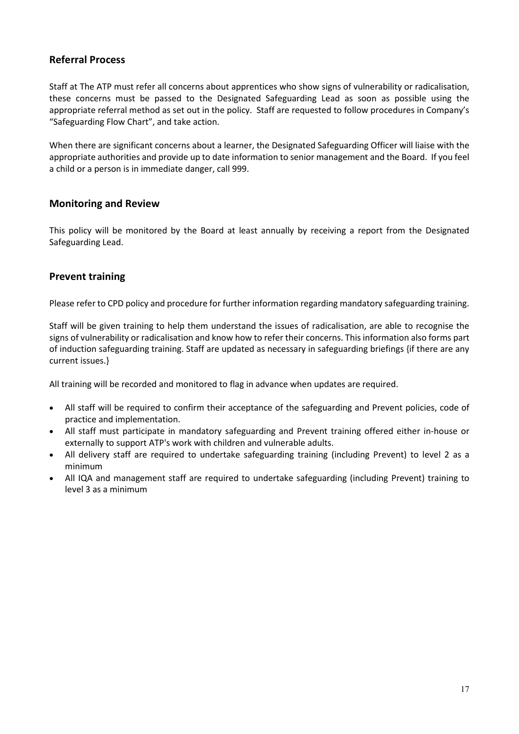## Referral Process

Staff at The ATP must refer all concerns about apprentices who show signs of vulnerability or radicalisation, these concerns must be passed to the Designated Safeguarding Lead as soon as possible using the appropriate referral method as set out in the policy. Staff are requested to follow procedures in Company's "Safeguarding Flow Chart", and take action.

When there are significant concerns about a learner, the Designated Safeguarding Officer will liaise with the appropriate authorities and provide up to date information to senior management and the Board. If you feel a child or a person is in immediate danger, call 999.

## Monitoring and Review

This policy will be monitored by the Board at least annually by receiving a report from the Designated Safeguarding Lead.

## Prevent training

Please refer to CPD policy and procedure for further information regarding mandatory safeguarding training.

Staff will be given training to help them understand the issues of radicalisation, are able to recognise the signs of vulnerability or radicalisation and know how to refer their concerns. This information also forms part of induction safeguarding training. Staff are updated as necessary in safeguarding briefings {if there are any current issues.}

All training will be recorded and monitored to flag in advance when updates are required.

- All staff will be required to confirm their acceptance of the safeguarding and Prevent policies, code of practice and implementation.
- All staff must participate in mandatory safeguarding and Prevent training offered either in-house or externally to support ATP's work with children and vulnerable adults.
- All delivery staff are required to undertake safeguarding training (including Prevent) to level 2 as a minimum
- All IQA and management staff are required to undertake safeguarding (including Prevent) training to level 3 as a minimum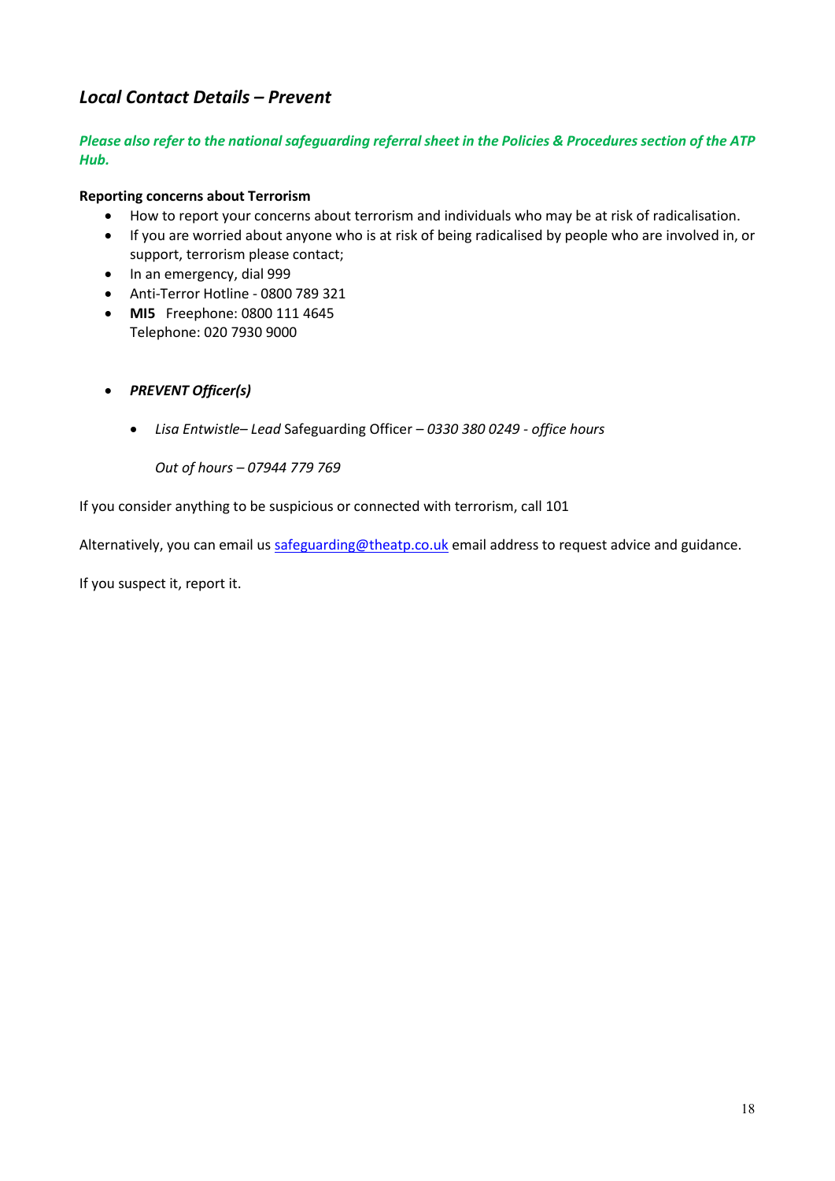## *Local Contact Details – Prevent*

***Please also refer to the national safeguarding referral sheet in the Policies & Procedures section of the ATP Hub.***

**Reporting concerns about Terrorism**

- How to report your concerns about terrorism and individuals who may be at risk of radicalisation.
- If you are worried about anyone who is at risk of being radicalised by people who are involved in, or support, terrorism please contact;
- In an emergency, dial 999
- Anti-Terror Hotline - 0800 789 321
- **MI5** Freephone: 0800 111 4645
  Telephone: 020 7930 9000

- ***PREVENT Officer(s)***

  - *Lisa Entwistle– Lead* Safeguarding Officer *– 0330 380 0249 - office hours*

    *Out of hours – 07944 779 769*

If you consider anything to be suspicious or connected with terrorism, call 101

Alternatively, you can email us safeguarding@theatp.co.uk email address to request advice and guidance.

If you suspect it, report it.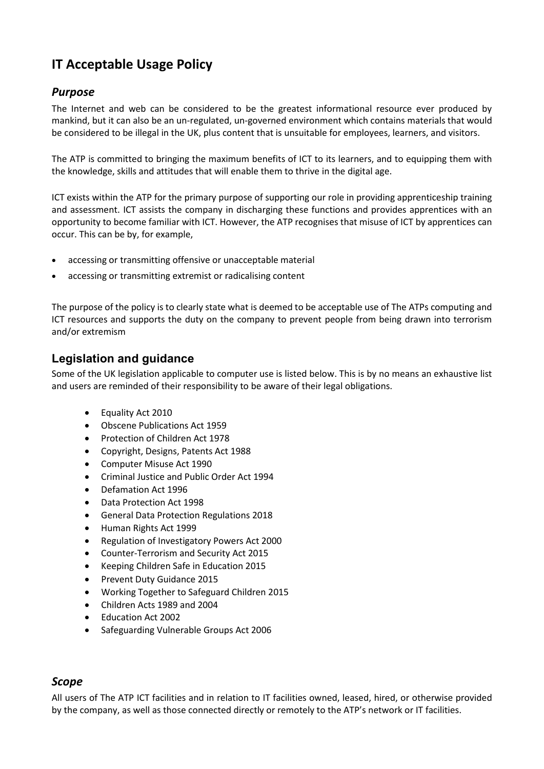# IT Acceptable Usage Policy

## *Purpose*

The Internet and web can be considered to be the greatest informational resource ever produced by mankind, but it can also be an un-regulated, un-governed environment which contains materials that would be considered to be illegal in the UK, plus content that is unsuitable for employees, learners, and visitors.

The ATP is committed to bringing the maximum benefits of ICT to its learners, and to equipping them with the knowledge, skills and attitudes that will enable them to thrive in the digital age.

ICT exists within the ATP for the primary purpose of supporting our role in providing apprenticeship training and assessment. ICT assists the company in discharging these functions and provides apprentices with an opportunity to become familiar with ICT. However, the ATP recognises that misuse of ICT by apprentices can occur. This can be by, for example,

- accessing or transmitting offensive or unacceptable material
- accessing or transmitting extremist or radicalising content

The purpose of the policy is to clearly state what is deemed to be acceptable use of The ATPs computing and ICT resources and supports the duty on the company to prevent people from being drawn into terrorism and/or extremism

## Legislation and guidance

Some of the UK legislation applicable to computer use is listed below. This is by no means an exhaustive list and users are reminded of their responsibility to be aware of their legal obligations.

- Equality Act 2010
- Obscene Publications Act 1959
- Protection of Children Act 1978
- Copyright, Designs, Patents Act 1988
- Computer Misuse Act 1990
- Criminal Justice and Public Order Act 1994
- Defamation Act 1996
- Data Protection Act 1998
- General Data Protection Regulations 2018
- Human Rights Act 1999
- Regulation of Investigatory Powers Act 2000
- Counter-Terrorism and Security Act 2015
- Keeping Children Safe in Education 2015
- Prevent Duty Guidance 2015
- Working Together to Safeguard Children 2015
- Children Acts 1989 and 2004
- Education Act 2002
- Safeguarding Vulnerable Groups Act 2006

## *Scope*

All users of The ATP ICT facilities and in relation to IT facilities owned, leased, hired, or otherwise provided by the company, as well as those connected directly or remotely to the ATP's network or IT facilities.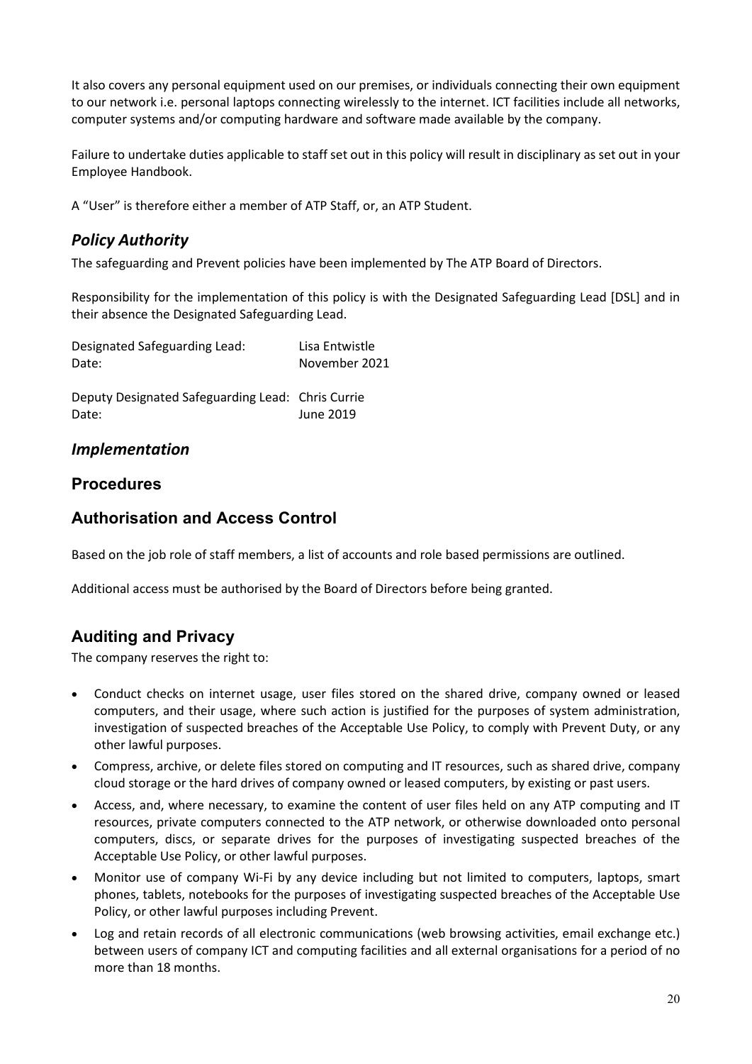It also covers any personal equipment used on our premises, or individuals connecting their own equipment to our network i.e. personal laptops connecting wirelessly to the internet. ICT facilities include all networks, computer systems and/or computing hardware and software made available by the company.

Failure to undertake duties applicable to staff set out in this policy will result in disciplinary as set out in your Employee Handbook.

A "User" is therefore either a member of ATP Staff, or, an ATP Student.

## *Policy Authority*

The safeguarding and Prevent policies have been implemented by The ATP Board of Directors.

Responsibility for the implementation of this policy is with the Designated Safeguarding Lead [DSL] and in their absence the Designated Safeguarding Lead.

| | |
|---|---|
| Designated Safeguarding Lead: | Lisa Entwistle |
| Date: | November 2021 |
| | |
| Deputy Designated Safeguarding Lead: | Chris Currie |
| Date: | June 2019 |

## *Implementation*

## Procedures

## Authorisation and Access Control

Based on the job role of staff members, a list of accounts and role based permissions are outlined.

Additional access must be authorised by the Board of Directors before being granted.

## Auditing and Privacy

The company reserves the right to:

- Conduct checks on internet usage, user files stored on the shared drive, company owned or leased computers, and their usage, where such action is justified for the purposes of system administration, investigation of suspected breaches of the Acceptable Use Policy, to comply with Prevent Duty, or any other lawful purposes.
- Compress, archive, or delete files stored on computing and IT resources, such as shared drive, company cloud storage or the hard drives of company owned or leased computers, by existing or past users.
- Access, and, where necessary, to examine the content of user files held on any ATP computing and IT resources, private computers connected to the ATP network, or otherwise downloaded onto personal computers, discs, or separate drives for the purposes of investigating suspected breaches of the Acceptable Use Policy, or other lawful purposes.
- Monitor use of company Wi-Fi by any device including but not limited to computers, laptops, smart phones, tablets, notebooks for the purposes of investigating suspected breaches of the Acceptable Use Policy, or other lawful purposes including Prevent.
- Log and retain records of all electronic communications (web browsing activities, email exchange etc.) between users of company ICT and computing facilities and all external organisations for a period of no more than 18 months.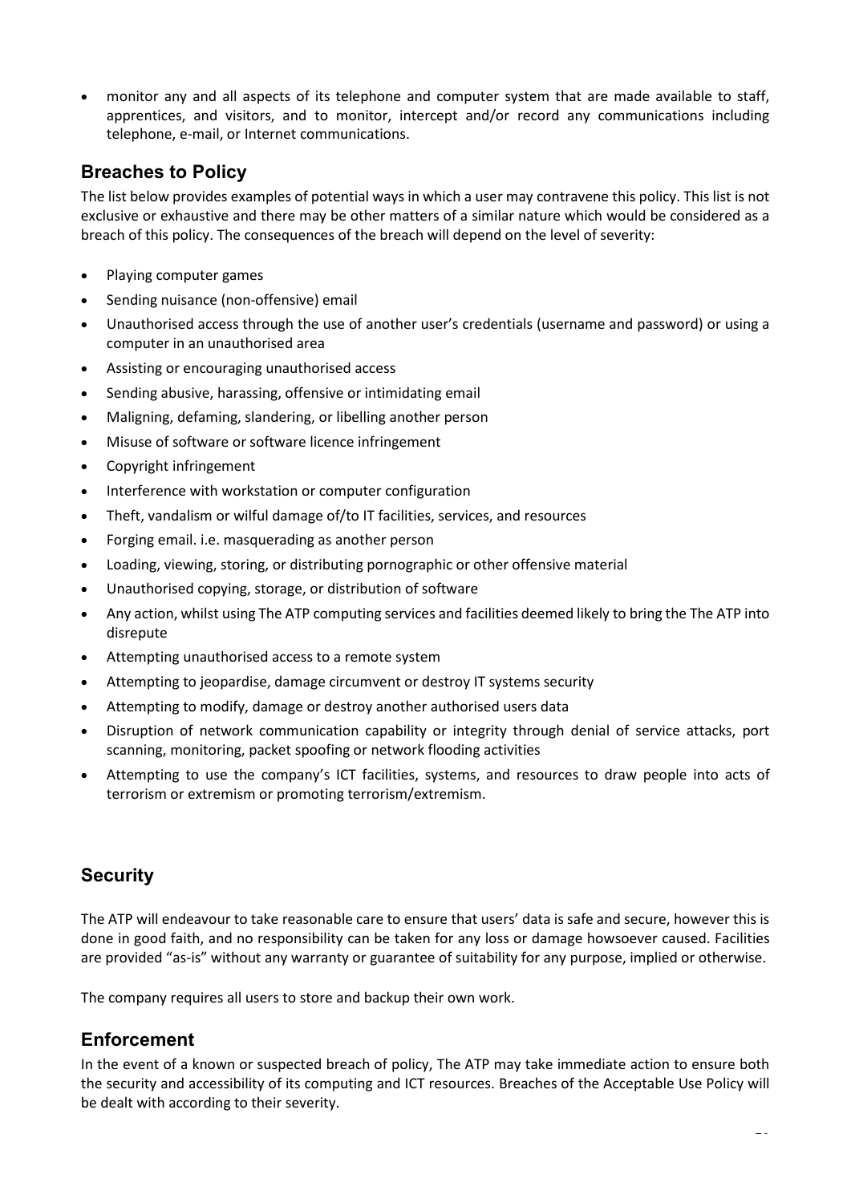- monitor any and all aspects of its telephone and computer system that are made available to staff, apprentices, and visitors, and to monitor, intercept and/or record any communications including telephone, e-mail, or Internet communications.

## Breaches to Policy

The list below provides examples of potential ways in which a user may contravene this policy. This list is not exclusive or exhaustive and there may be other matters of a similar nature which would be considered as a breach of this policy. The consequences of the breach will depend on the level of severity:

- Playing computer games
- Sending nuisance (non-offensive) email
- Unauthorised access through the use of another user's credentials (username and password) or using a computer in an unauthorised area
- Assisting or encouraging unauthorised access
- Sending abusive, harassing, offensive or intimidating email
- Maligning, defaming, slandering, or libelling another person
- Misuse of software or software licence infringement
- Copyright infringement
- Interference with workstation or computer configuration
- Theft, vandalism or wilful damage of/to IT facilities, services, and resources
- Forging email. i.e. masquerading as another person
- Loading, viewing, storing, or distributing pornographic or other offensive material
- Unauthorised copying, storage, or distribution of software
- Any action, whilst using The ATP computing services and facilities deemed likely to bring the The ATP into disrepute
- Attempting unauthorised access to a remote system
- Attempting to jeopardise, damage circumvent or destroy IT systems security
- Attempting to modify, damage or destroy another authorised users data
- Disruption of network communication capability or integrity through denial of service attacks, port scanning, monitoring, packet spoofing or network flooding activities
- Attempting to use the company's ICT facilities, systems, and resources to draw people into acts of terrorism or extremism or promoting terrorism/extremism.

## Security

The ATP will endeavour to take reasonable care to ensure that users' data is safe and secure, however this is done in good faith, and no responsibility can be taken for any loss or damage howsoever caused. Facilities are provided "as-is" without any warranty or guarantee of suitability for any purpose, implied or otherwise.

The company requires all users to store and backup their own work.

## Enforcement

In the event of a known or suspected breach of policy, The ATP may take immediate action to ensure both the security and accessibility of its computing and ICT resources. Breaches of the Acceptable Use Policy will be dealt with according to their severity.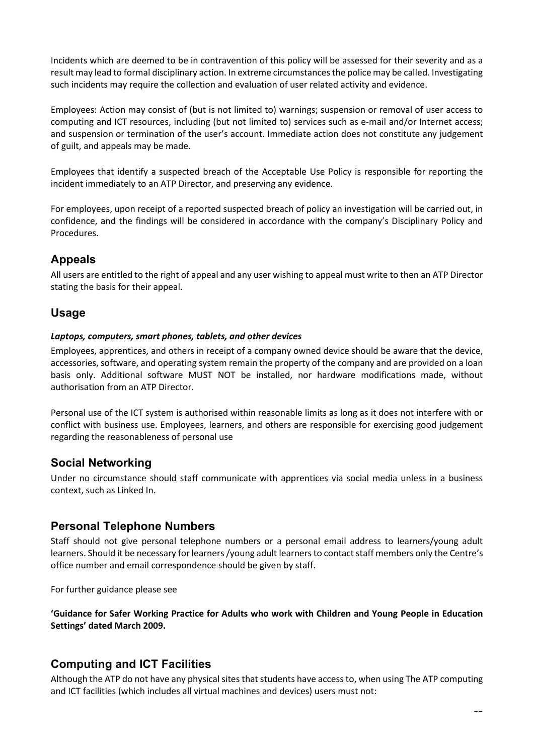Incidents which are deemed to be in contravention of this policy will be assessed for their severity and as a result may lead to formal disciplinary action. In extreme circumstances the police may be called. Investigating such incidents may require the collection and evaluation of user related activity and evidence.

Employees: Action may consist of (but is not limited to) warnings; suspension or removal of user access to computing and ICT resources, including (but not limited to) services such as e-mail and/or Internet access; and suspension or termination of the user's account. Immediate action does not constitute any judgement of guilt, and appeals may be made.

Employees that identify a suspected breach of the Acceptable Use Policy is responsible for reporting the incident immediately to an ATP Director, and preserving any evidence.

For employees, upon receipt of a reported suspected breach of policy an investigation will be carried out, in confidence, and the findings will be considered in accordance with the company's Disciplinary Policy and Procedures.

## Appeals

All users are entitled to the right of appeal and any user wishing to appeal must write to then an ATP Director stating the basis for their appeal.

## Usage

***Laptops, computers, smart phones, tablets, and other devices***

Employees, apprentices, and others in receipt of a company owned device should be aware that the device, accessories, software, and operating system remain the property of the company and are provided on a loan basis only. Additional software MUST NOT be installed, nor hardware modifications made, without authorisation from an ATP Director.

Personal use of the ICT system is authorised within reasonable limits as long as it does not interfere with or conflict with business use. Employees, learners, and others are responsible for exercising good judgement regarding the reasonableness of personal use

## Social Networking

Under no circumstance should staff communicate with apprentices via social media unless in a business context, such as Linked In.

## Personal Telephone Numbers

Staff should not give personal telephone numbers or a personal email address to learners/young adult learners. Should it be necessary for learners /young adult learners to contact staff members only the Centre's office number and email correspondence should be given by staff.

For further guidance please see

**'Guidance for Safer Working Practice for Adults who work with Children and Young People in Education Settings' dated March 2009.**

## Computing and ICT Facilities

Although the ATP do not have any physical sites that students have access to, when using The ATP computing and ICT facilities (which includes all virtual machines and devices) users must not: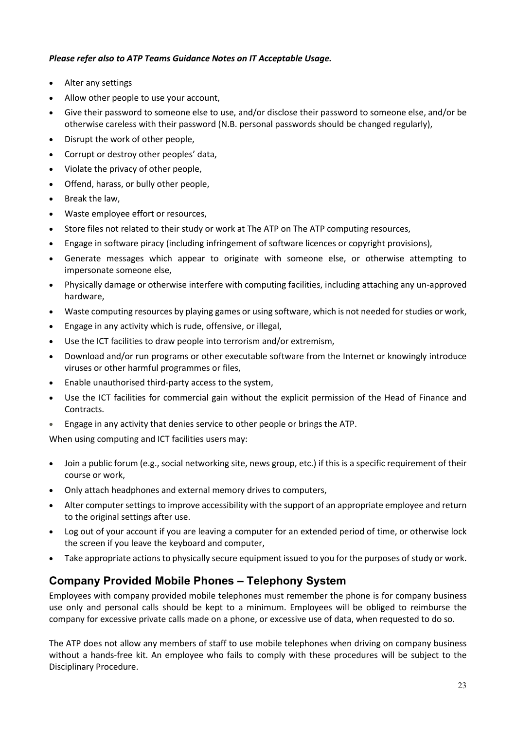***Please refer also to ATP Teams Guidance Notes on IT Acceptable Usage.***

- Alter any settings
- Allow other people to use your account,
- Give their password to someone else to use, and/or disclose their password to someone else, and/or be otherwise careless with their password (N.B. personal passwords should be changed regularly),
- Disrupt the work of other people,
- Corrupt or destroy other peoples' data,
- Violate the privacy of other people,
- Offend, harass, or bully other people,
- Break the law,
- Waste employee effort or resources,
- Store files not related to their study or work at The ATP on The ATP computing resources,
- Engage in software piracy (including infringement of software licences or copyright provisions),
- Generate messages which appear to originate with someone else, or otherwise attempting to impersonate someone else,
- Physically damage or otherwise interfere with computing facilities, including attaching any un-approved hardware,
- Waste computing resources by playing games or using software, which is not needed for studies or work,
- Engage in any activity which is rude, offensive, or illegal,
- Use the ICT facilities to draw people into terrorism and/or extremism,
- Download and/or run programs or other executable software from the Internet or knowingly introduce viruses or other harmful programmes or files,
- Enable unauthorised third-party access to the system,
- Use the ICT facilities for commercial gain without the explicit permission of the Head of Finance and Contracts.
- Engage in any activity that denies service to other people or brings the ATP.

When using computing and ICT facilities users may:

- Join a public forum (e.g., social networking site, news group, etc.) if this is a specific requirement of their course or work,
- Only attach headphones and external memory drives to computers,
- Alter computer settings to improve accessibility with the support of an appropriate employee and return to the original settings after use.
- Log out of your account if you are leaving a computer for an extended period of time, or otherwise lock the screen if you leave the keyboard and computer,
- Take appropriate actions to physically secure equipment issued to you for the purposes of study or work.

## Company Provided Mobile Phones – Telephony System

Employees with company provided mobile telephones must remember the phone is for company business use only and personal calls should be kept to a minimum. Employees will be obliged to reimburse the company for excessive private calls made on a phone, or excessive use of data, when requested to do so.

The ATP does not allow any members of staff to use mobile telephones when driving on company business without a hands-free kit. An employee who fails to comply with these procedures will be subject to the Disciplinary Procedure.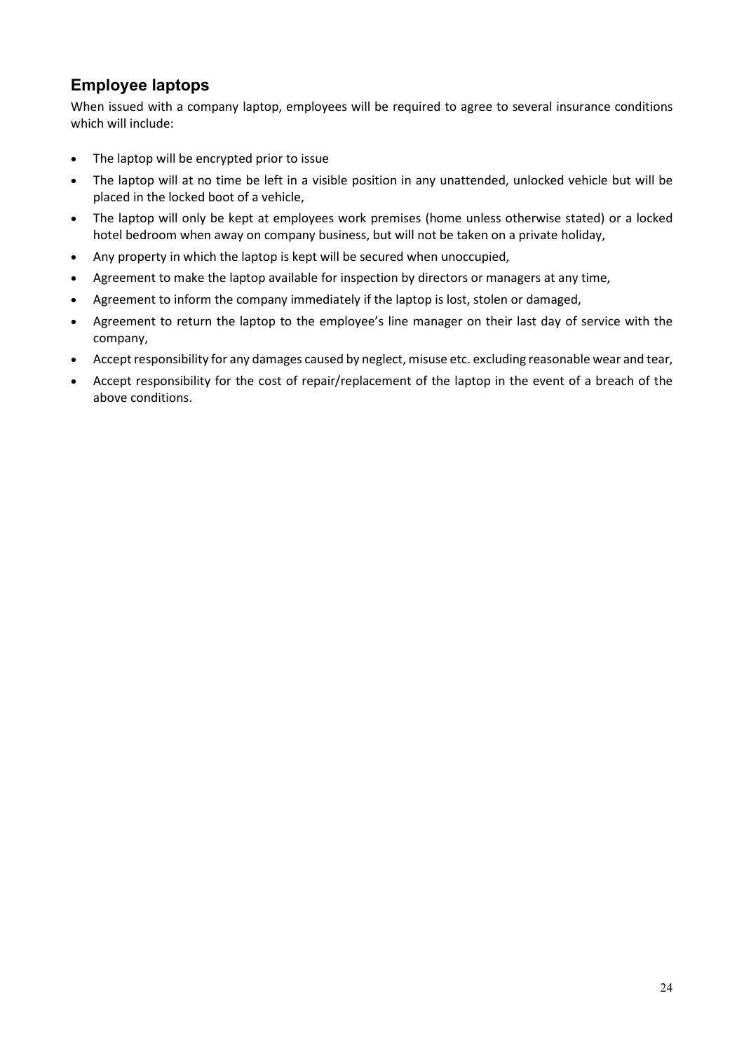## Employee laptops

When issued with a company laptop, employees will be required to agree to several insurance conditions which will include:

- The laptop will be encrypted prior to issue
- The laptop will at no time be left in a visible position in any unattended, unlocked vehicle but will be placed in the locked boot of a vehicle,
- The laptop will only be kept at employees work premises (home unless otherwise stated) or a locked hotel bedroom when away on company business, but will not be taken on a private holiday,
- Any property in which the laptop is kept will be secured when unoccupied,
- Agreement to make the laptop available for inspection by directors or managers at any time,
- Agreement to inform the company immediately if the laptop is lost, stolen or damaged,
- Agreement to return the laptop to the employee's line manager on their last day of service with the company,
- Accept responsibility for any damages caused by neglect, misuse etc. excluding reasonable wear and tear,
- Accept responsibility for the cost of repair/replacement of the laptop in the event of a breach of the above conditions.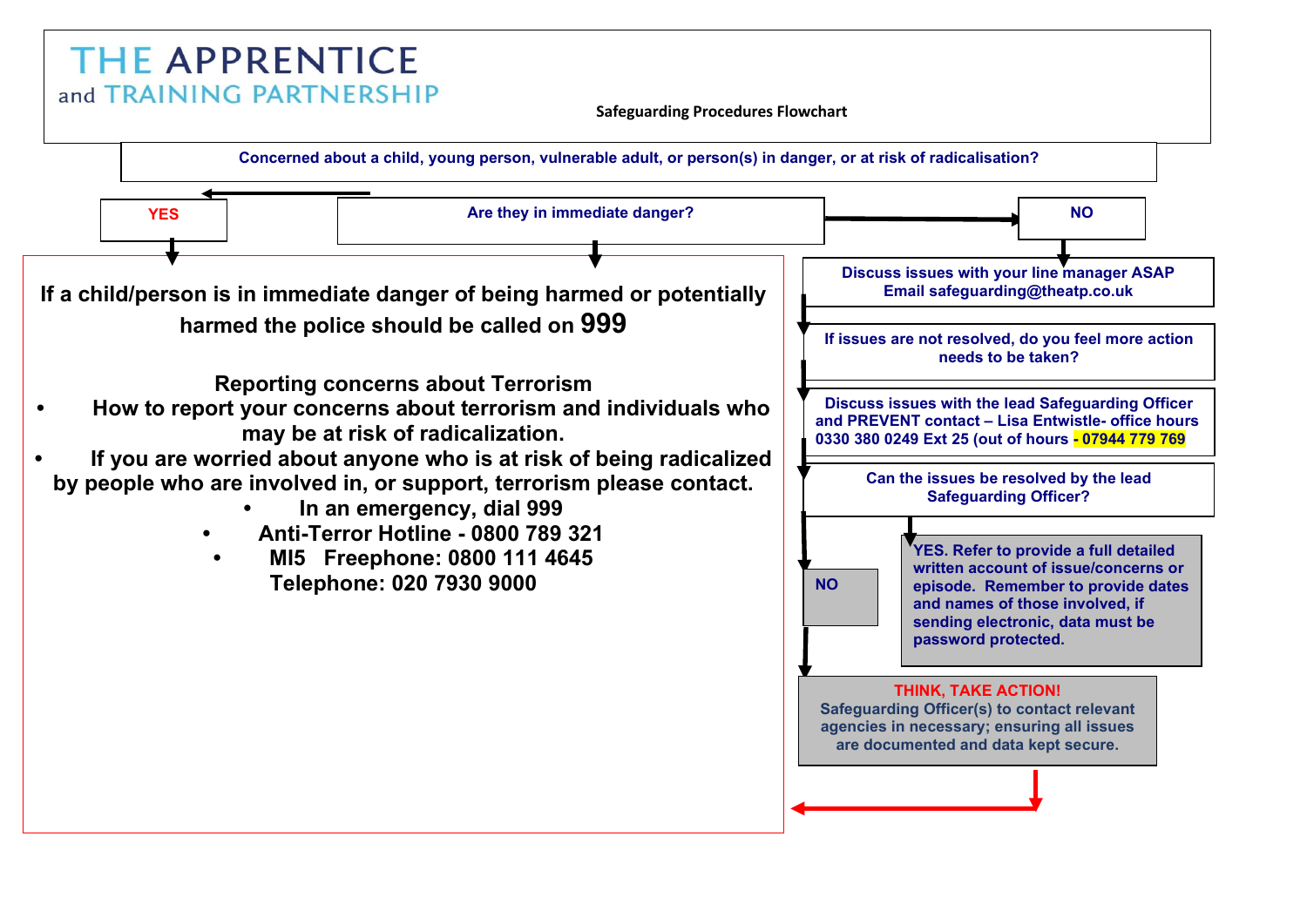# THE APPRENTICE and TRAINING PARTNERSHIP

**Safeguarding Procedures Flowchart**

**Concerned about a child, young person, vulnerable adult, or person(s) in danger, or at risk of radicalisation?**

**Are they in immediate danger?**

**YES**

**If a child/person is in immediate danger of being harmed or potentially harmed the police should be called on 999**

**Reporting concerns about Terrorism**

- **How to report your concerns about terrorism and individuals who may be at risk of radicalization.**
- **If you are worried about anyone who is at risk of being radicalized by people who are involved in, or support, terrorism please contact.**
  - **In an emergency, dial 999**
  - **Anti-Terror Hotline - 0800 789 321**
  - **MI5 Freephone: 0800 111 4645**
    **Telephone: 020 7930 9000**

**NO**

**Discuss issues with your line manager ASAP**
**Email safeguarding@theatp.co.uk**

**If issues are not resolved, do you feel more action needs to be taken?**

**Discuss issues with the lead Safeguarding Officer and PREVENT contact – Lisa Entwistle- office hours 0330 380 0249 Ext 25 (out of hours - 07944 779 769**

**Can the issues be resolved by the lead Safeguarding Officer?**

**YES. Refer to provide a full detailed written account of issue/concerns or episode. Remember to provide dates and names of those involved, if sending electronic, data must be password protected.**

**NO**

**THINK, TAKE ACTION!**
**Safeguarding Officer(s) to contact relevant agencies in necessary; ensuring all issues are documented and data kept secure.**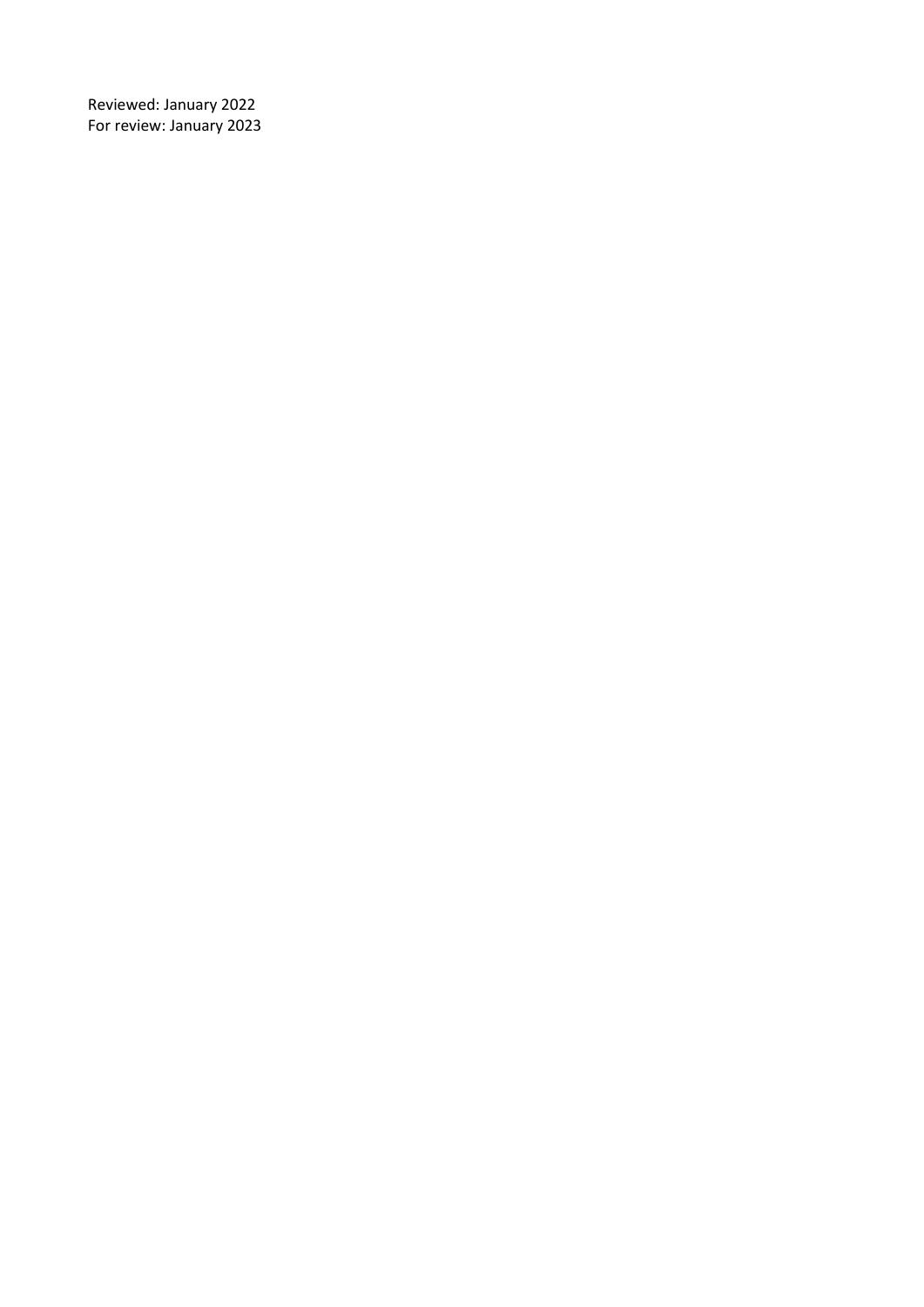Reviewed: January 2022
For review: January 2023